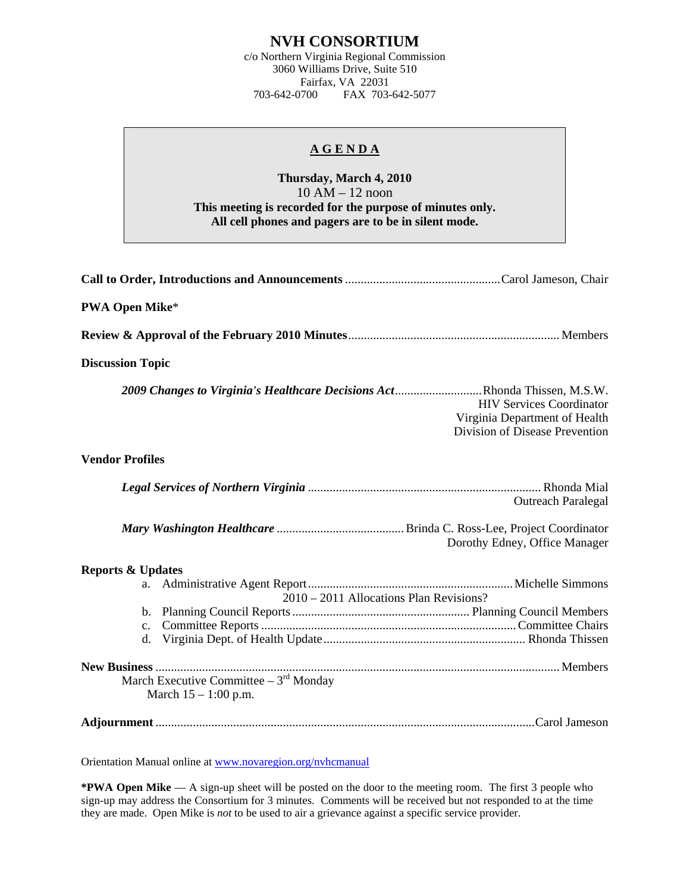# NVH CONSORTIUM

c/o Northern Virginia Regional Commission
3060 Williams Drive, Suite 510
Fairfax, VA 22031
703-642-0700 FAX 703-642-5077

## AGENDA

**Thursday, March 4, 2010**
10 AM – 12 noon
**This meeting is recorded for the purpose of minutes only.**
**All cell phones and pagers are to be in silent mode.**

**Call to Order, Introductions and Announcements** .......... Carol Jameson, Chair

**PWA Open Mike***

**Review & Approval of the February 2010 Minutes** .......... Members

**Discussion Topic**

***2009 Changes to Virginia's Healthcare Decisions Act*** .......... Rhonda Thissen, M.S.W.
HIV Services Coordinator
Virginia Department of Health
Division of Disease Prevention

**Vendor Profiles**

***Legal Services of Northern Virginia*** .......... Rhonda Mial
Outreach Paralegal

***Mary Washington Healthcare*** .......... Brinda C. Ross-Lee, Project Coordinator
Dorothy Edney, Office Manager

**Reports & Updates**

a. Administrative Agent Report .......... Michelle Simmons
   2010 – 2011 Allocations Plan Revisions?
b. Planning Council Reports .......... Planning Council Members
c. Committee Reports .......... Committee Chairs
d. Virginia Dept. of Health Update .......... Rhonda Thissen

**New Business** .......... Members

March Executive Committee – 3rd Monday
March 15 – 1:00 p.m.

**Adjournment** .......... Carol Jameson

Orientation Manual online at www.novaregion.org/nvhcmanual

***PWA Open Mike** — A sign-up sheet will be posted on the door to the meeting room. The first 3 people who sign-up may address the Consortium for 3 minutes. Comments will be received but not responded to at the time they are made. Open Mike is *not* to be used to air a grievance against a specific service provider.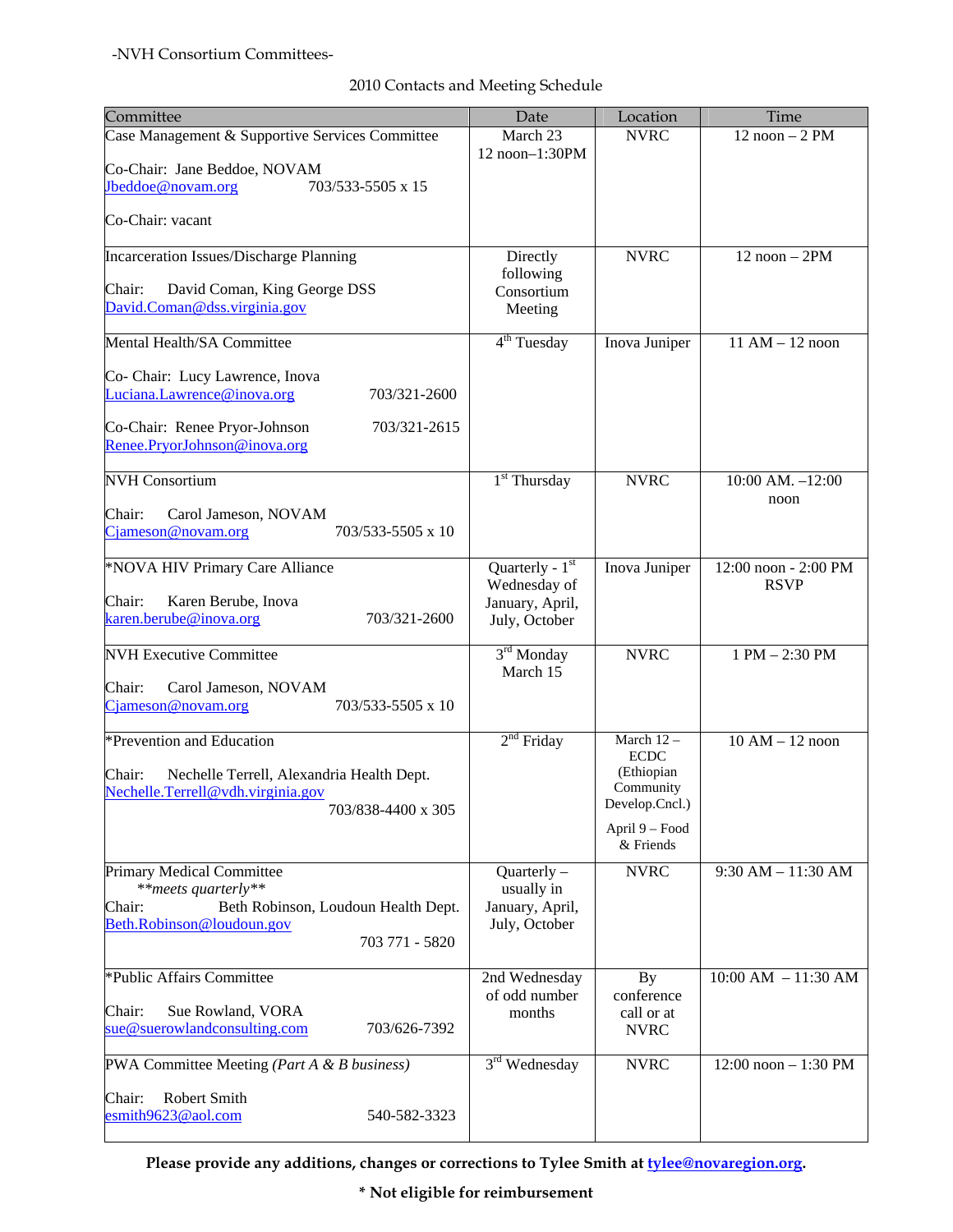-NVH Consortium Committees-

2010 Contacts and Meeting Schedule

| Committee | Date | Location | Time |
|---|---|---|---|
| Case Management & Supportive Services Committee<br><br>Co-Chair: Jane Beddoe, NOVAM<br>Jbeddoe@novam.org 703/533-5505 x 15<br><br>Co-Chair: vacant | March 23<br>12 noon–1:30PM | NVRC | 12 noon – 2 PM |
| Incarceration Issues/Discharge Planning<br><br>Chair: David Coman, King George DSS<br>David.Coman@dss.virginia.gov | Directly following Consortium Meeting | NVRC | 12 noon – 2PM |
| Mental Health/SA Committee<br><br>Co- Chair: Lucy Lawrence, Inova<br>Luciana.Lawrence@inova.org 703/321-2600<br><br>Co-Chair: Renee Pryor-Johnson 703/321-2615<br>Renee.PryorJohnson@inova.org | 4th Tuesday | Inova Juniper | 11 AM – 12 noon |
| NVH Consortium<br><br>Chair: Carol Jameson, NOVAM<br>Cjameson@novam.org 703/533-5505 x 10 | 1st Thursday | NVRC | 10:00 AM. –12:00 noon |
| *NOVA HIV Primary Care Alliance<br><br>Chair: Karen Berube, Inova<br>karen.berube@inova.org 703/321-2600 | Quarterly - 1st Wednesday of January, April, July, October | Inova Juniper | 12:00 noon - 2:00 PM<br>RSVP |
| NVH Executive Committee<br><br>Chair: Carol Jameson, NOVAM<br>Cjameson@novam.org 703/533-5505 x 10 | 3rd Monday<br>March 15 | NVRC | 1 PM – 2:30 PM |
| *Prevention and Education<br><br>Chair: Nechelle Terrell, Alexandria Health Dept.<br>Nechelle.Terrell@vdh.virginia.gov<br>703/838-4400 x 305 | 2nd Friday | March 12 – ECDC (Ethiopian Community Develop.Cncl.)<br><br>April 9 – Food & Friends | 10 AM – 12 noon |
| Primary Medical Committee<br>*\*meets quarterly\*\*<br>Chair: Beth Robinson, Loudoun Health Dept.<br>Beth.Robinson@loudoun.gov<br>703 771 - 5820 | Quarterly – usually in January, April, July, October | NVRC | 9:30 AM – 11:30 AM |
| *Public Affairs Committee<br><br>Chair: Sue Rowland, VORA<br>sue@suerowlandconsulting.com 703/626-7392 | 2nd Wednesday of odd number months | By conference call or at NVRC | 10:00 AM – 11:30 AM |
| PWA Committee Meeting *(Part A & B business)*<br><br>Chair: Robert Smith<br>esmith9623@aol.com 540-582-3323 | 3rd Wednesday | NVRC | 12:00 noon – 1:30 PM |

**Please provide any additions, changes or corrections to Tylee Smith at tylee@novaregion.org.**

**\* Not eligible for reimbursement**